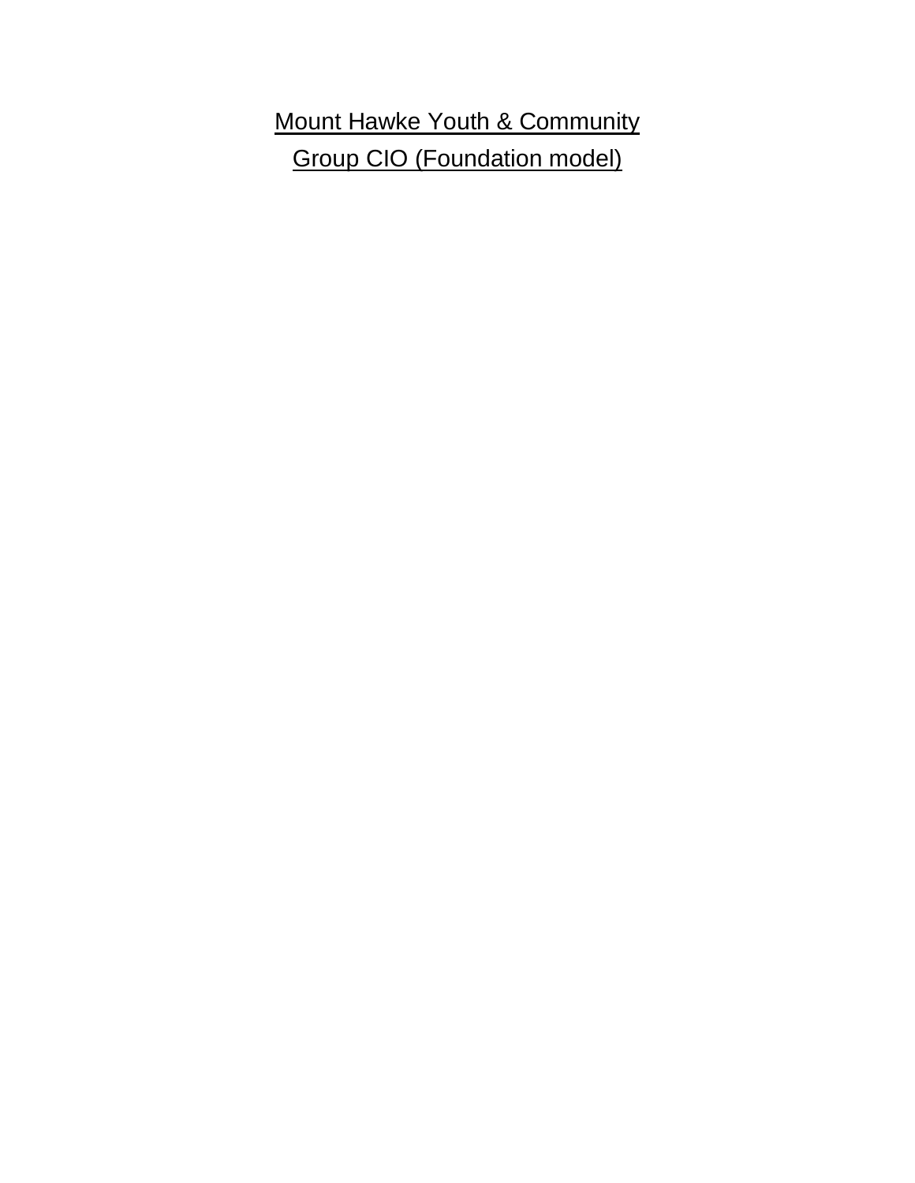# Mount Hawke Youth & Community Group CIO (Foundation model)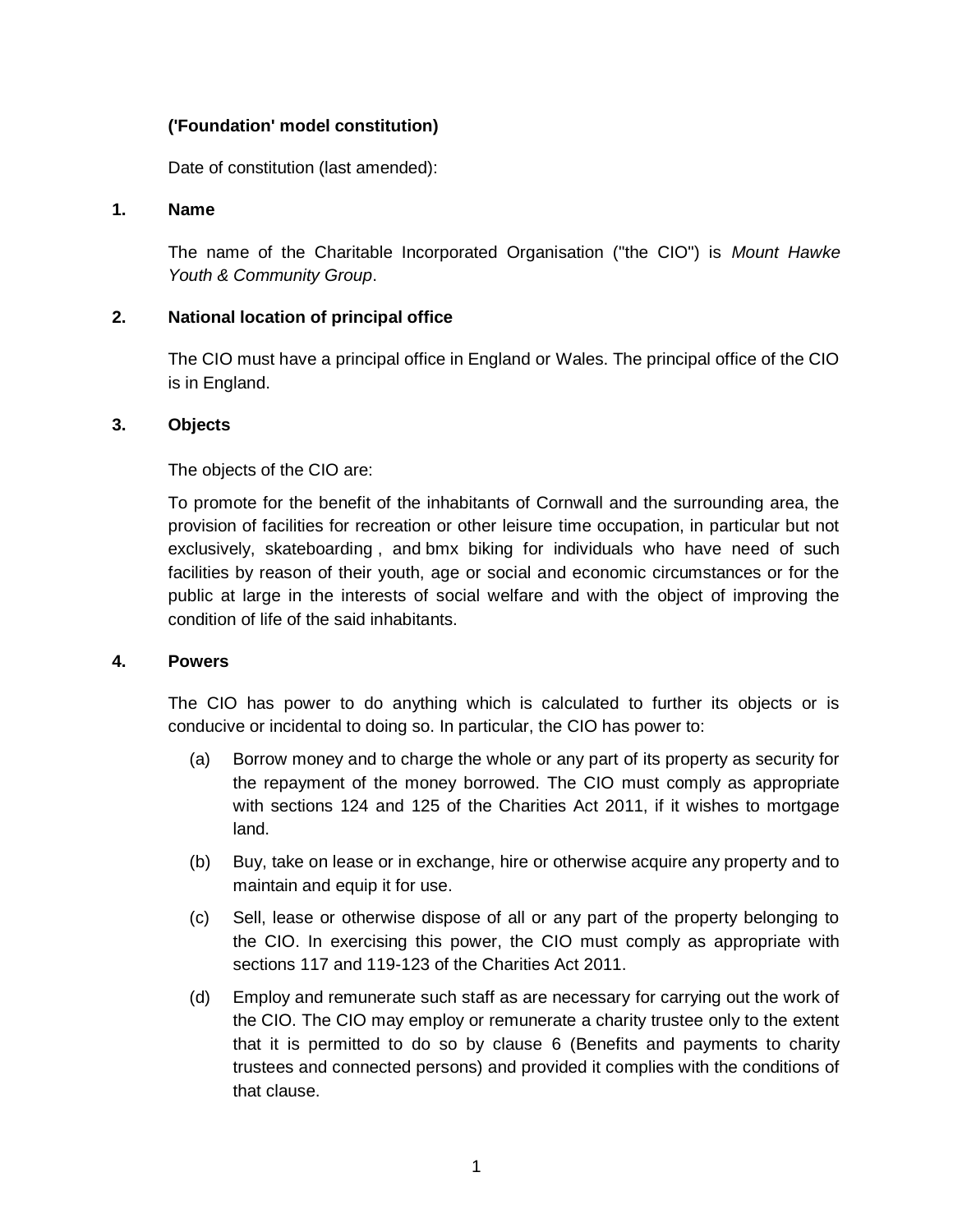**('Foundation' model constitution)**

Date of constitution (last amended):

## 1. Name

The name of the Charitable Incorporated Organisation ("the CIO") is *Mount Hawke Youth & Community Group*.

## 2. National location of principal office

The CIO must have a principal office in England or Wales. The principal office of the CIO is in England.

## 3. Objects

The objects of the CIO are:

To promote for the benefit of the inhabitants of Cornwall and the surrounding area, the provision of facilities for recreation or other leisure time occupation, in particular but not exclusively, skateboarding , and bmx biking for individuals who have need of such facilities by reason of their youth, age or social and economic circumstances or for the public at large in the interests of social welfare and with the object of improving the condition of life of the said inhabitants.

## 4. Powers

The CIO has power to do anything which is calculated to further its objects or is conducive or incidental to doing so. In particular, the CIO has power to:

(a) Borrow money and to charge the whole or any part of its property as security for the repayment of the money borrowed. The CIO must comply as appropriate with sections 124 and 125 of the Charities Act 2011, if it wishes to mortgage land.

(b) Buy, take on lease or in exchange, hire or otherwise acquire any property and to maintain and equip it for use.

(c) Sell, lease or otherwise dispose of all or any part of the property belonging to the CIO. In exercising this power, the CIO must comply as appropriate with sections 117 and 119-123 of the Charities Act 2011.

(d) Employ and remunerate such staff as are necessary for carrying out the work of the CIO. The CIO may employ or remunerate a charity trustee only to the extent that it is permitted to do so by clause 6 (Benefits and payments to charity trustees and connected persons) and provided it complies with the conditions of that clause.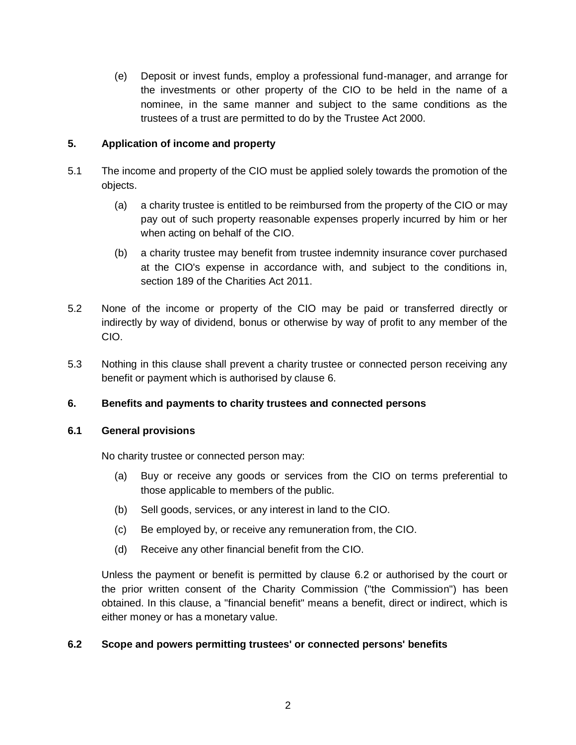(e) Deposit or invest funds, employ a professional fund-manager, and arrange for the investments or other property of the CIO to be held in the name of a nominee, in the same manner and subject to the same conditions as the trustees of a trust are permitted to do by the Trustee Act 2000.

## 5. Application of income and property

5.1 The income and property of the CIO must be applied solely towards the promotion of the objects.

(a) a charity trustee is entitled to be reimbursed from the property of the CIO or may pay out of such property reasonable expenses properly incurred by him or her when acting on behalf of the CIO.

(b) a charity trustee may benefit from trustee indemnity insurance cover purchased at the CIO's expense in accordance with, and subject to the conditions in, section 189 of the Charities Act 2011.

5.2 None of the income or property of the CIO may be paid or transferred directly or indirectly by way of dividend, bonus or otherwise by way of profit to any member of the CIO.

5.3 Nothing in this clause shall prevent a charity trustee or connected person receiving any benefit or payment which is authorised by clause 6.

## 6. Benefits and payments to charity trustees and connected persons

### 6.1 General provisions

No charity trustee or connected person may:

(a) Buy or receive any goods or services from the CIO on terms preferential to those applicable to members of the public.

(b) Sell goods, services, or any interest in land to the CIO.

(c) Be employed by, or receive any remuneration from, the CIO.

(d) Receive any other financial benefit from the CIO.

Unless the payment or benefit is permitted by clause 6.2 or authorised by the court or the prior written consent of the Charity Commission ("the Commission") has been obtained. In this clause, a "financial benefit" means a benefit, direct or indirect, which is either money or has a monetary value.

### 6.2 Scope and powers permitting trustees' or connected persons' benefits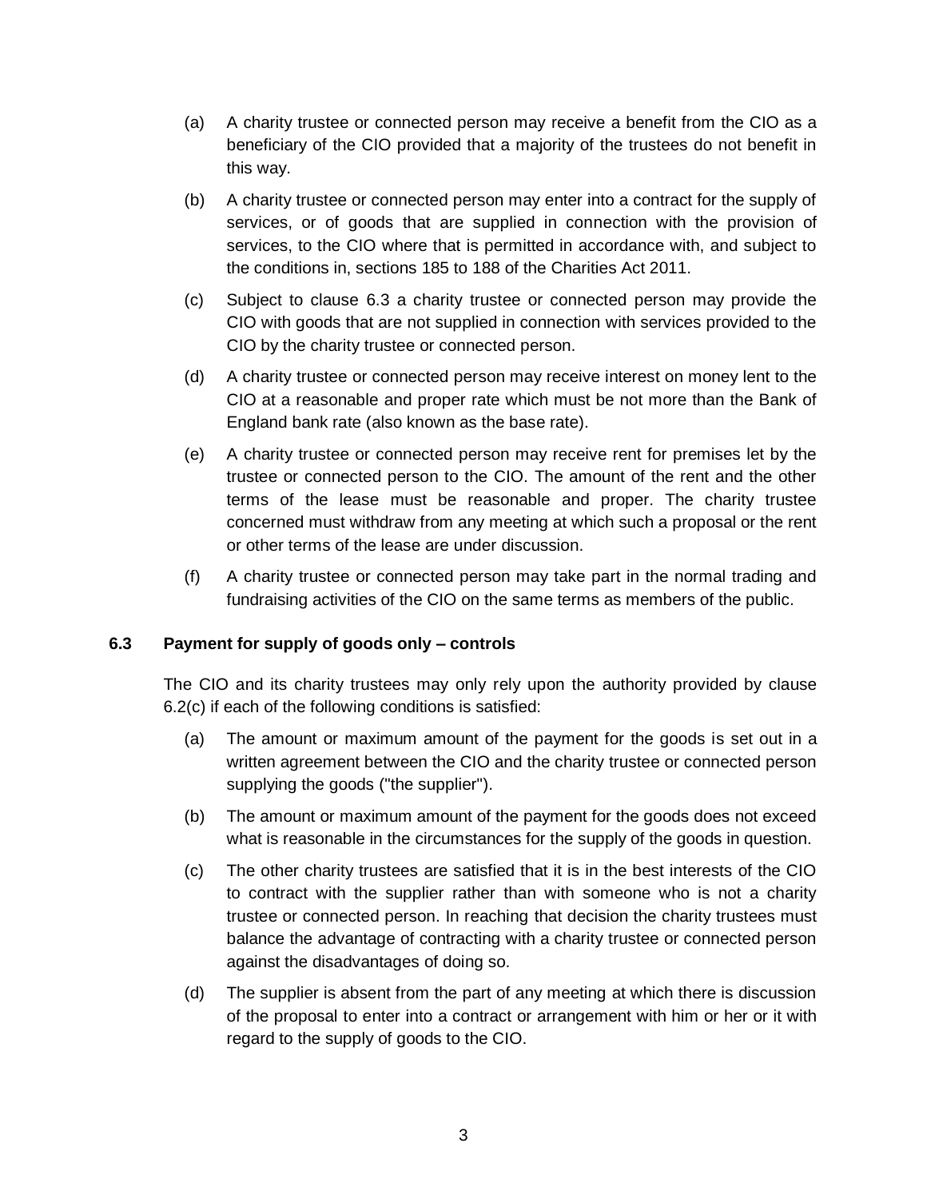(a) A charity trustee or connected person may receive a benefit from the CIO as a beneficiary of the CIO provided that a majority of the trustees do not benefit in this way.

(b) A charity trustee or connected person may enter into a contract for the supply of services, or of goods that are supplied in connection with the provision of services, to the CIO where that is permitted in accordance with, and subject to the conditions in, sections 185 to 188 of the Charities Act 2011.

(c) Subject to clause 6.3 a charity trustee or connected person may provide the CIO with goods that are not supplied in connection with services provided to the CIO by the charity trustee or connected person.

(d) A charity trustee or connected person may receive interest on money lent to the CIO at a reasonable and proper rate which must be not more than the Bank of England bank rate (also known as the base rate).

(e) A charity trustee or connected person may receive rent for premises let by the trustee or connected person to the CIO. The amount of the rent and the other terms of the lease must be reasonable and proper. The charity trustee concerned must withdraw from any meeting at which such a proposal or the rent or other terms of the lease are under discussion.

(f) A charity trustee or connected person may take part in the normal trading and fundraising activities of the CIO on the same terms as members of the public.

### 6.3 Payment for supply of goods only – controls

The CIO and its charity trustees may only rely upon the authority provided by clause 6.2(c) if each of the following conditions is satisfied:

(a) The amount or maximum amount of the payment for the goods is set out in a written agreement between the CIO and the charity trustee or connected person supplying the goods ("the supplier").

(b) The amount or maximum amount of the payment for the goods does not exceed what is reasonable in the circumstances for the supply of the goods in question.

(c) The other charity trustees are satisfied that it is in the best interests of the CIO to contract with the supplier rather than with someone who is not a charity trustee or connected person. In reaching that decision the charity trustees must balance the advantage of contracting with a charity trustee or connected person against the disadvantages of doing so.

(d) The supplier is absent from the part of any meeting at which there is discussion of the proposal to enter into a contract or arrangement with him or her or it with regard to the supply of goods to the CIO.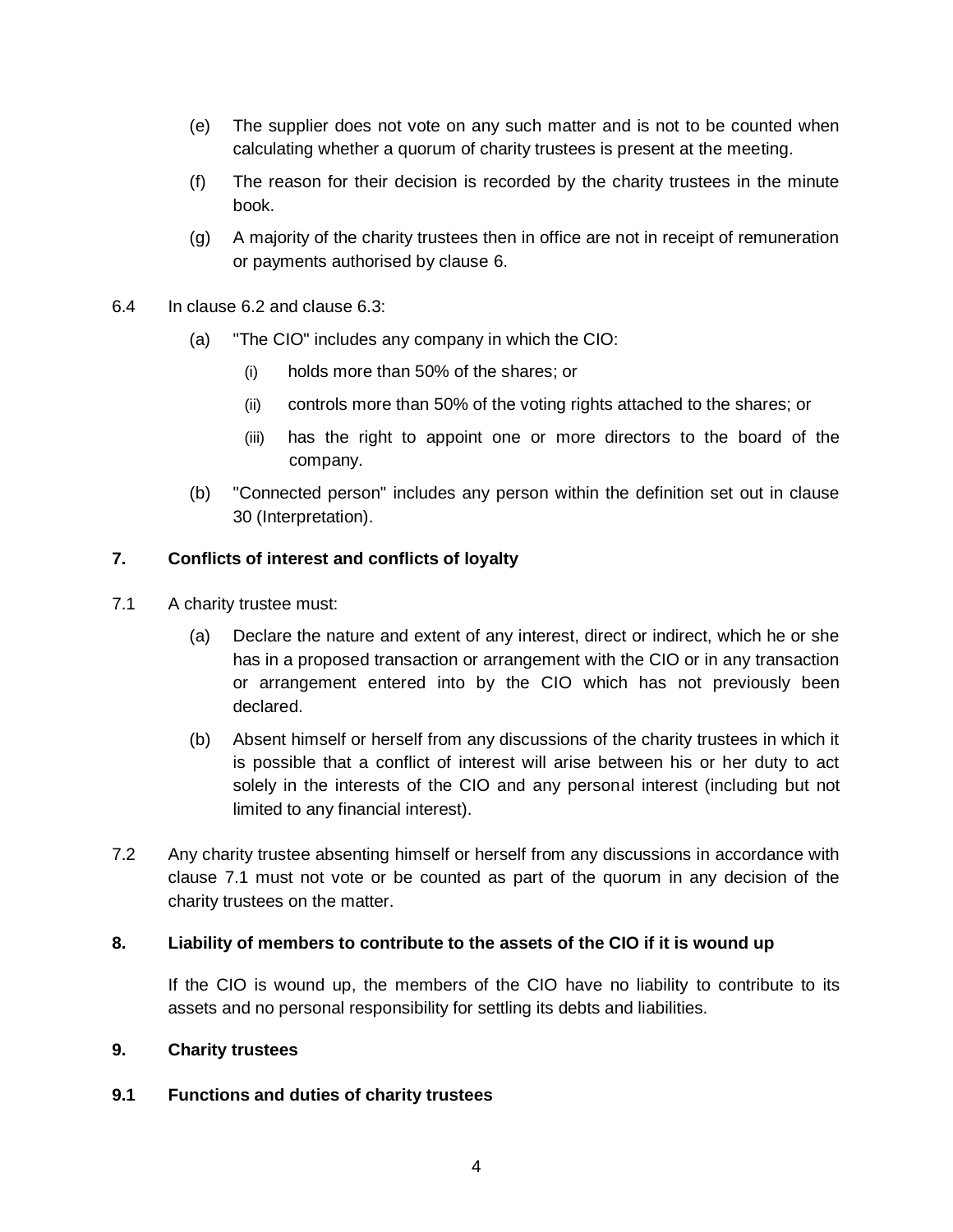(e) The supplier does not vote on any such matter and is not to be counted when calculating whether a quorum of charity trustees is present at the meeting.

(f) The reason for their decision is recorded by the charity trustees in the minute book.

(g) A majority of the charity trustees then in office are not in receipt of remuneration or payments authorised by clause 6.

6.4 In clause 6.2 and clause 6.3:

(a) "The CIO" includes any company in which the CIO:

(i) holds more than 50% of the shares; or

(ii) controls more than 50% of the voting rights attached to the shares; or

(iii) has the right to appoint one or more directors to the board of the company.

(b) "Connected person" includes any person within the definition set out in clause 30 (Interpretation).

## 7. Conflicts of interest and conflicts of loyalty

7.1 A charity trustee must:

(a) Declare the nature and extent of any interest, direct or indirect, which he or she has in a proposed transaction or arrangement with the CIO or in any transaction or arrangement entered into by the CIO which has not previously been declared.

(b) Absent himself or herself from any discussions of the charity trustees in which it is possible that a conflict of interest will arise between his or her duty to act solely in the interests of the CIO and any personal interest (including but not limited to any financial interest).

7.2 Any charity trustee absenting himself or herself from any discussions in accordance with clause 7.1 must not vote or be counted as part of the quorum in any decision of the charity trustees on the matter.

## 8. Liability of members to contribute to the assets of the CIO if it is wound up

If the CIO is wound up, the members of the CIO have no liability to contribute to its assets and no personal responsibility for settling its debts and liabilities.

## 9. Charity trustees

### 9.1 Functions and duties of charity trustees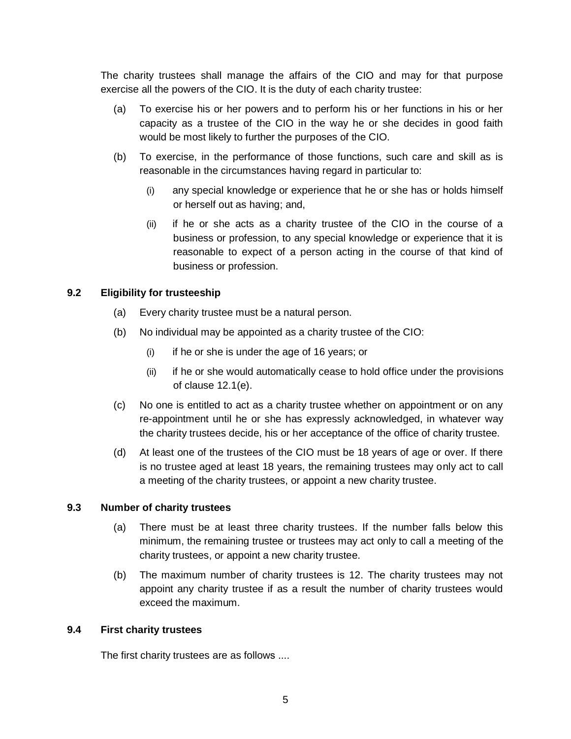The charity trustees shall manage the affairs of the CIO and may for that purpose exercise all the powers of the CIO. It is the duty of each charity trustee:

(a) To exercise his or her powers and to perform his or her functions in his or her capacity as a trustee of the CIO in the way he or she decides in good faith would be most likely to further the purposes of the CIO.

(b) To exercise, in the performance of those functions, such care and skill as is reasonable in the circumstances having regard in particular to:

  (i) any special knowledge or experience that he or she has or holds himself or herself out as having; and,

  (ii) if he or she acts as a charity trustee of the CIO in the course of a business or profession, to any special knowledge or experience that it is reasonable to expect of a person acting in the course of that kind of business or profession.

**9.2 Eligibility for trusteeship**

(a) Every charity trustee must be a natural person.

(b) No individual may be appointed as a charity trustee of the CIO:

  (i) if he or she is under the age of 16 years; or

  (ii) if he or she would automatically cease to hold office under the provisions of clause 12.1(e).

(c) No one is entitled to act as a charity trustee whether on appointment or on any re-appointment until he or she has expressly acknowledged, in whatever way the charity trustees decide, his or her acceptance of the office of charity trustee.

(d) At least one of the trustees of the CIO must be 18 years of age or over. If there is no trustee aged at least 18 years, the remaining trustees may only act to call a meeting of the charity trustees, or appoint a new charity trustee.

**9.3 Number of charity trustees**

(a) There must be at least three charity trustees. If the number falls below this minimum, the remaining trustee or trustees may act only to call a meeting of the charity trustees, or appoint a new charity trustee.

(b) The maximum number of charity trustees is 12. The charity trustees may not appoint any charity trustee if as a result the number of charity trustees would exceed the maximum.

**9.4 First charity trustees**

The first charity trustees are as follows ....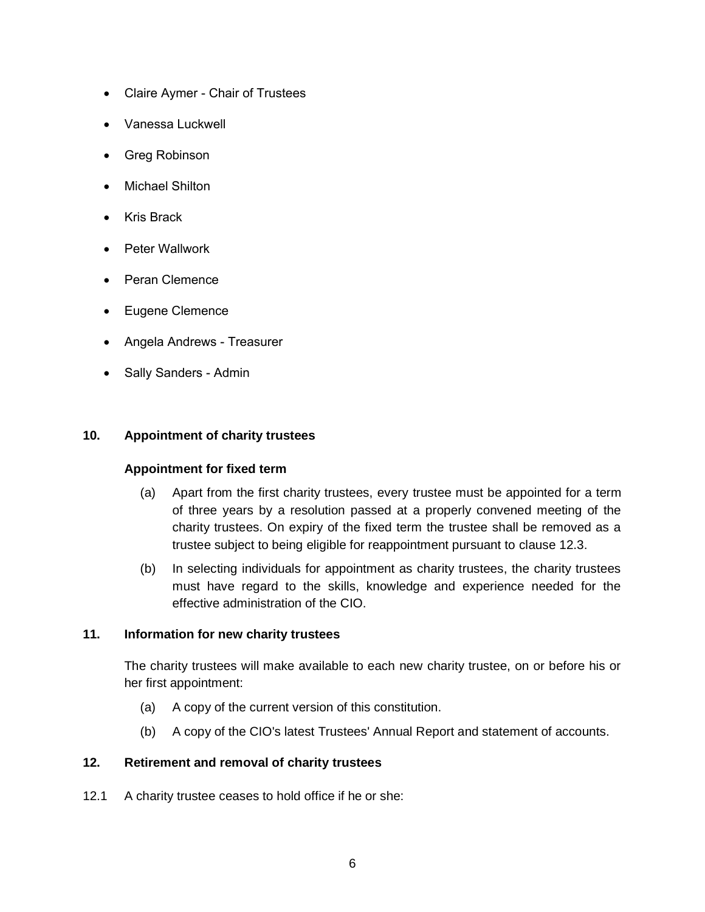- Claire Aymer - Chair of Trustees
- Vanessa Luckwell
- Greg Robinson
- Michael Shilton
- Kris Brack
- Peter Wallwork
- Peran Clemence
- Eugene Clemence
- Angela Andrews - Treasurer
- Sally Sanders - Admin

## 10. Appointment of charity trustees

### Appointment for fixed term

(a) Apart from the first charity trustees, every trustee must be appointed for a term of three years by a resolution passed at a properly convened meeting of the charity trustees. On expiry of the fixed term the trustee shall be removed as a trustee subject to being eligible for reappointment pursuant to clause 12.3.

(b) In selecting individuals for appointment as charity trustees, the charity trustees must have regard to the skills, knowledge and experience needed for the effective administration of the CIO.

## 11. Information for new charity trustees

The charity trustees will make available to each new charity trustee, on or before his or her first appointment:

(a) A copy of the current version of this constitution.

(b) A copy of the CIO's latest Trustees' Annual Report and statement of accounts.

## 12. Retirement and removal of charity trustees

12.1 A charity trustee ceases to hold office if he or she: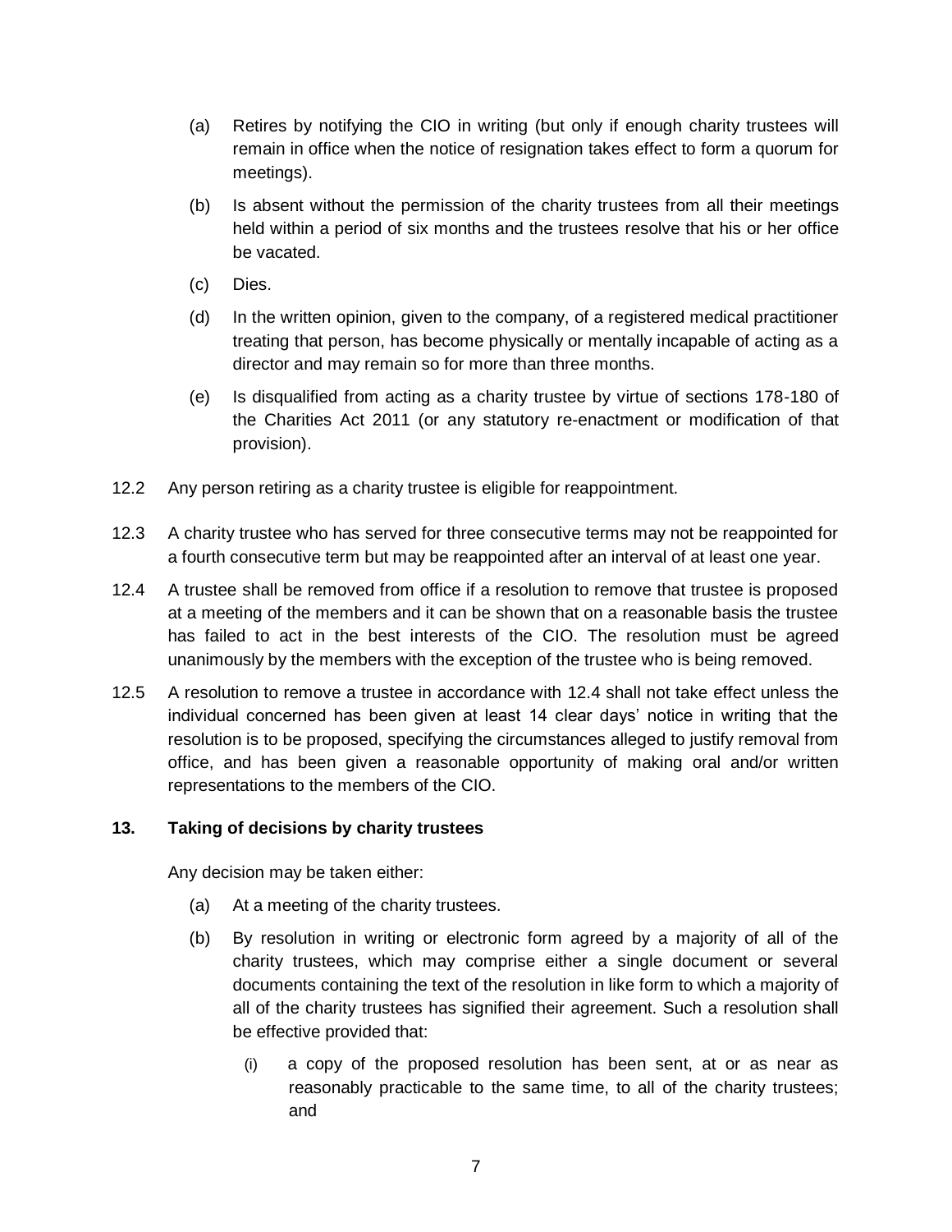(a) Retires by notifying the CIO in writing (but only if enough charity trustees will remain in office when the notice of resignation takes effect to form a quorum for meetings).

(b) Is absent without the permission of the charity trustees from all their meetings held within a period of six months and the trustees resolve that his or her office be vacated.

(c) Dies.

(d) In the written opinion, given to the company, of a registered medical practitioner treating that person, has become physically or mentally incapable of acting as a director and may remain so for more than three months.

(e) Is disqualified from acting as a charity trustee by virtue of sections 178-180 of the Charities Act 2011 (or any statutory re-enactment or modification of that provision).

12.2 Any person retiring as a charity trustee is eligible for reappointment.

12.3 A charity trustee who has served for three consecutive terms may not be reappointed for a fourth consecutive term but may be reappointed after an interval of at least one year.

12.4 A trustee shall be removed from office if a resolution to remove that trustee is proposed at a meeting of the members and it can be shown that on a reasonable basis the trustee has failed to act in the best interests of the CIO. The resolution must be agreed unanimously by the members with the exception of the trustee who is being removed.

12.5 A resolution to remove a trustee in accordance with 12.4 shall not take effect unless the individual concerned has been given at least 14 clear days' notice in writing that the resolution is to be proposed, specifying the circumstances alleged to justify removal from office, and has been given a reasonable opportunity of making oral and/or written representations to the members of the CIO.

**13. Taking of decisions by charity trustees**

Any decision may be taken either:

(a) At a meeting of the charity trustees.

(b) By resolution in writing or electronic form agreed by a majority of all of the charity trustees, which may comprise either a single document or several documents containing the text of the resolution in like form to which a majority of all of the charity trustees has signified their agreement. Such a resolution shall be effective provided that:

(i) a copy of the proposed resolution has been sent, at or as near as reasonably practicable to the same time, to all of the charity trustees; and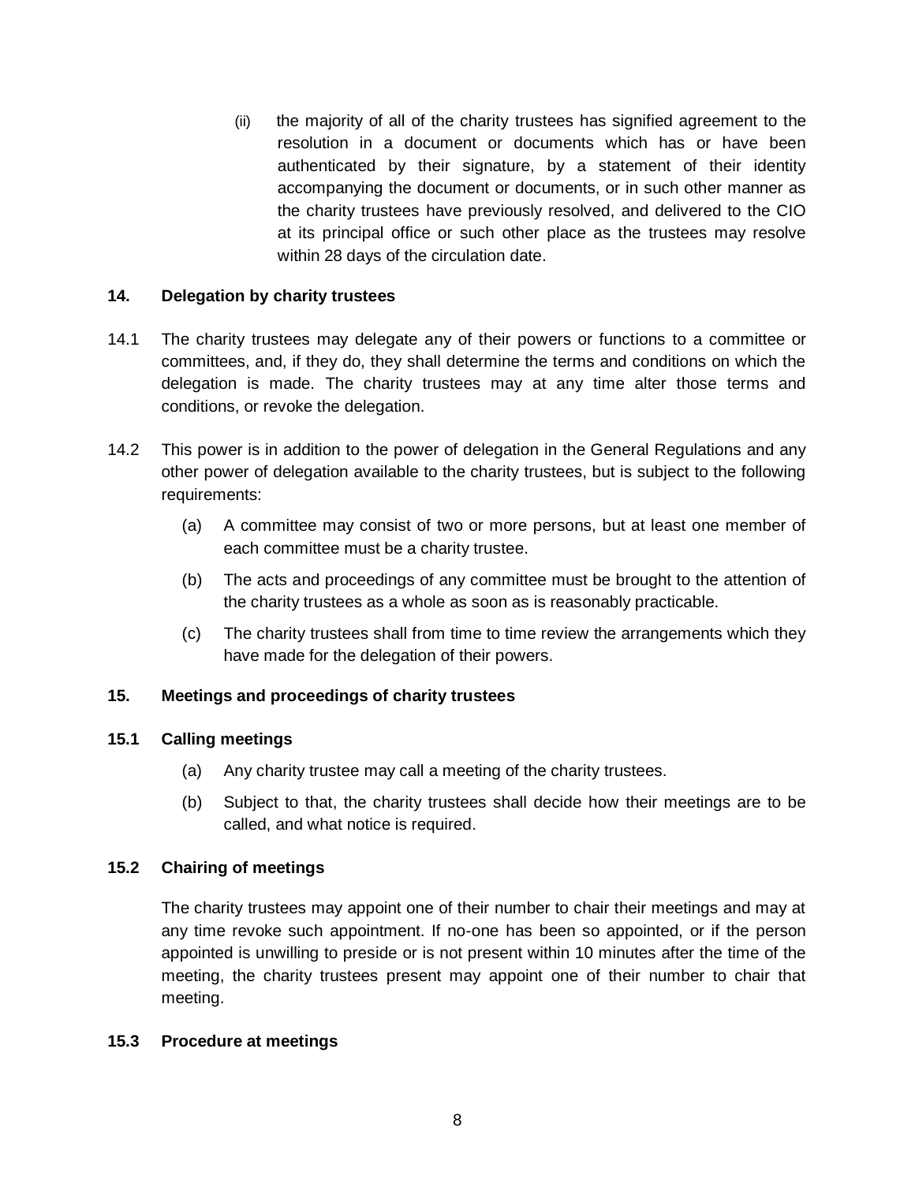(ii) the majority of all of the charity trustees has signified agreement to the resolution in a document or documents which has or have been authenticated by their signature, by a statement of their identity accompanying the document or documents, or in such other manner as the charity trustees have previously resolved, and delivered to the CIO at its principal office or such other place as the trustees may resolve within 28 days of the circulation date.

## 14. Delegation by charity trustees

14.1 The charity trustees may delegate any of their powers or functions to a committee or committees, and, if they do, they shall determine the terms and conditions on which the delegation is made. The charity trustees may at any time alter those terms and conditions, or revoke the delegation.

14.2 This power is in addition to the power of delegation in the General Regulations and any other power of delegation available to the charity trustees, but is subject to the following requirements:

(a) A committee may consist of two or more persons, but at least one member of each committee must be a charity trustee.

(b) The acts and proceedings of any committee must be brought to the attention of the charity trustees as a whole as soon as is reasonably practicable.

(c) The charity trustees shall from time to time review the arrangements which they have made for the delegation of their powers.

## 15. Meetings and proceedings of charity trustees

### 15.1 Calling meetings

(a) Any charity trustee may call a meeting of the charity trustees.

(b) Subject to that, the charity trustees shall decide how their meetings are to be called, and what notice is required.

### 15.2 Chairing of meetings

The charity trustees may appoint one of their number to chair their meetings and may at any time revoke such appointment. If no-one has been so appointed, or if the person appointed is unwilling to preside or is not present within 10 minutes after the time of the meeting, the charity trustees present may appoint one of their number to chair that meeting.

### 15.3 Procedure at meetings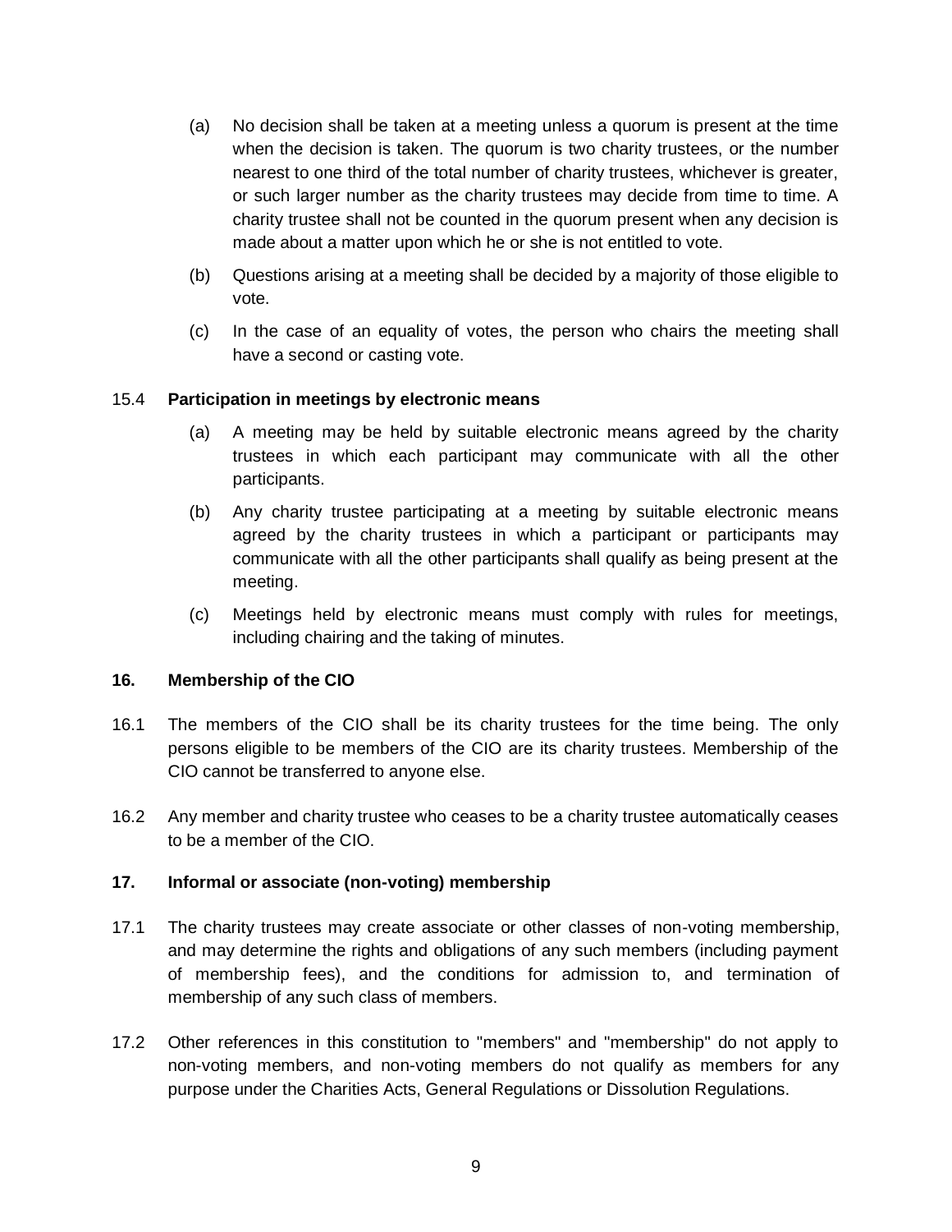(a) No decision shall be taken at a meeting unless a quorum is present at the time when the decision is taken. The quorum is two charity trustees, or the number nearest to one third of the total number of charity trustees, whichever is greater, or such larger number as the charity trustees may decide from time to time. A charity trustee shall not be counted in the quorum present when any decision is made about a matter upon which he or she is not entitled to vote.

(b) Questions arising at a meeting shall be decided by a majority of those eligible to vote.

(c) In the case of an equality of votes, the person who chairs the meeting shall have a second or casting vote.

15.4 **Participation in meetings by electronic means**

(a) A meeting may be held by suitable electronic means agreed by the charity trustees in which each participant may communicate with all the other participants.

(b) Any charity trustee participating at a meeting by suitable electronic means agreed by the charity trustees in which a participant or participants may communicate with all the other participants shall qualify as being present at the meeting.

(c) Meetings held by electronic means must comply with rules for meetings, including chairing and the taking of minutes.

## 16. Membership of the CIO

16.1 The members of the CIO shall be its charity trustees for the time being. The only persons eligible to be members of the CIO are its charity trustees. Membership of the CIO cannot be transferred to anyone else.

16.2 Any member and charity trustee who ceases to be a charity trustee automatically ceases to be a member of the CIO.

## 17. Informal or associate (non-voting) membership

17.1 The charity trustees may create associate or other classes of non-voting membership, and may determine the rights and obligations of any such members (including payment of membership fees), and the conditions for admission to, and termination of membership of any such class of members.

17.2 Other references in this constitution to "members" and "membership" do not apply to non-voting members, and non-voting members do not qualify as members for any purpose under the Charities Acts, General Regulations or Dissolution Regulations.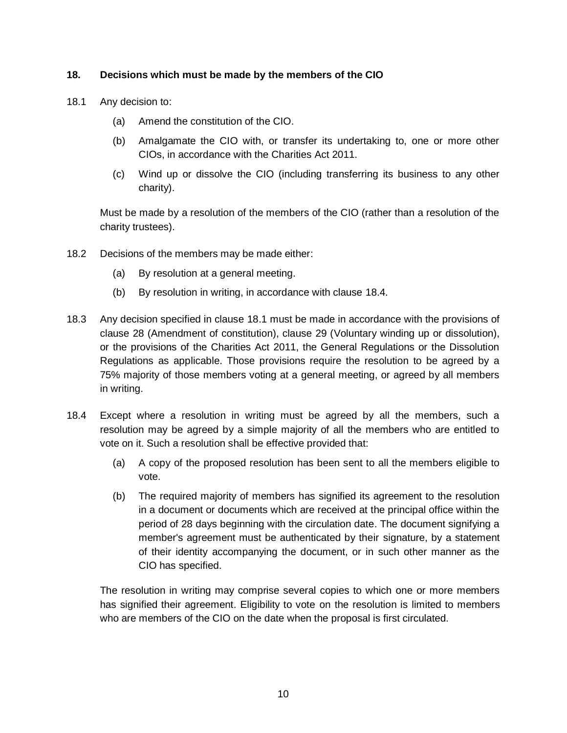## 18. Decisions which must be made by the members of the CIO

18.1 Any decision to:

(a) Amend the constitution of the CIO.

(b) Amalgamate the CIO with, or transfer its undertaking to, one or more other CIOs, in accordance with the Charities Act 2011.

(c) Wind up or dissolve the CIO (including transferring its business to any other charity).

Must be made by a resolution of the members of the CIO (rather than a resolution of the charity trustees).

18.2 Decisions of the members may be made either:

(a) By resolution at a general meeting.

(b) By resolution in writing, in accordance with clause 18.4.

18.3 Any decision specified in clause 18.1 must be made in accordance with the provisions of clause 28 (Amendment of constitution), clause 29 (Voluntary winding up or dissolution), or the provisions of the Charities Act 2011, the General Regulations or the Dissolution Regulations as applicable. Those provisions require the resolution to be agreed by a 75% majority of those members voting at a general meeting, or agreed by all members in writing.

18.4 Except where a resolution in writing must be agreed by all the members, such a resolution may be agreed by a simple majority of all the members who are entitled to vote on it. Such a resolution shall be effective provided that:

(a) A copy of the proposed resolution has been sent to all the members eligible to vote.

(b) The required majority of members has signified its agreement to the resolution in a document or documents which are received at the principal office within the period of 28 days beginning with the circulation date. The document signifying a member's agreement must be authenticated by their signature, by a statement of their identity accompanying the document, or in such other manner as the CIO has specified.

The resolution in writing may comprise several copies to which one or more members has signified their agreement. Eligibility to vote on the resolution is limited to members who are members of the CIO on the date when the proposal is first circulated.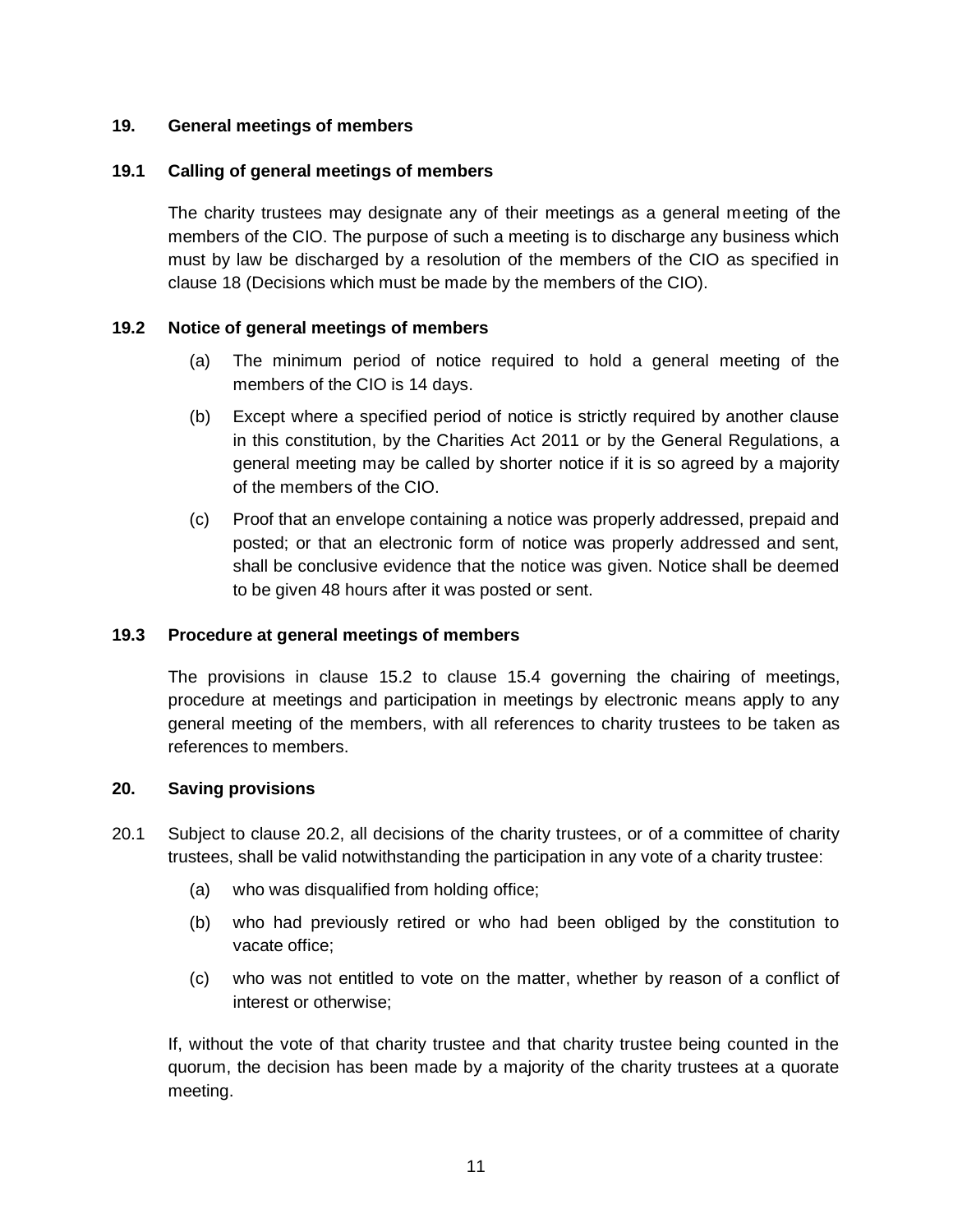## 19. General meetings of members

### 19.1 Calling of general meetings of members

The charity trustees may designate any of their meetings as a general meeting of the members of the CIO. The purpose of such a meeting is to discharge any business which must by law be discharged by a resolution of the members of the CIO as specified in clause 18 (Decisions which must be made by the members of the CIO).

### 19.2 Notice of general meetings of members

(a) The minimum period of notice required to hold a general meeting of the members of the CIO is 14 days.

(b) Except where a specified period of notice is strictly required by another clause in this constitution, by the Charities Act 2011 or by the General Regulations, a general meeting may be called by shorter notice if it is so agreed by a majority of the members of the CIO.

(c) Proof that an envelope containing a notice was properly addressed, prepaid and posted; or that an electronic form of notice was properly addressed and sent, shall be conclusive evidence that the notice was given. Notice shall be deemed to be given 48 hours after it was posted or sent.

### 19.3 Procedure at general meetings of members

The provisions in clause 15.2 to clause 15.4 governing the chairing of meetings, procedure at meetings and participation in meetings by electronic means apply to any general meeting of the members, with all references to charity trustees to be taken as references to members.

## 20. Saving provisions

20.1 Subject to clause 20.2, all decisions of the charity trustees, or of a committee of charity trustees, shall be valid notwithstanding the participation in any vote of a charity trustee:

(a) who was disqualified from holding office;

(b) who had previously retired or who had been obliged by the constitution to vacate office;

(c) who was not entitled to vote on the matter, whether by reason of a conflict of interest or otherwise;

If, without the vote of that charity trustee and that charity trustee being counted in the quorum, the decision has been made by a majority of the charity trustees at a quorate meeting.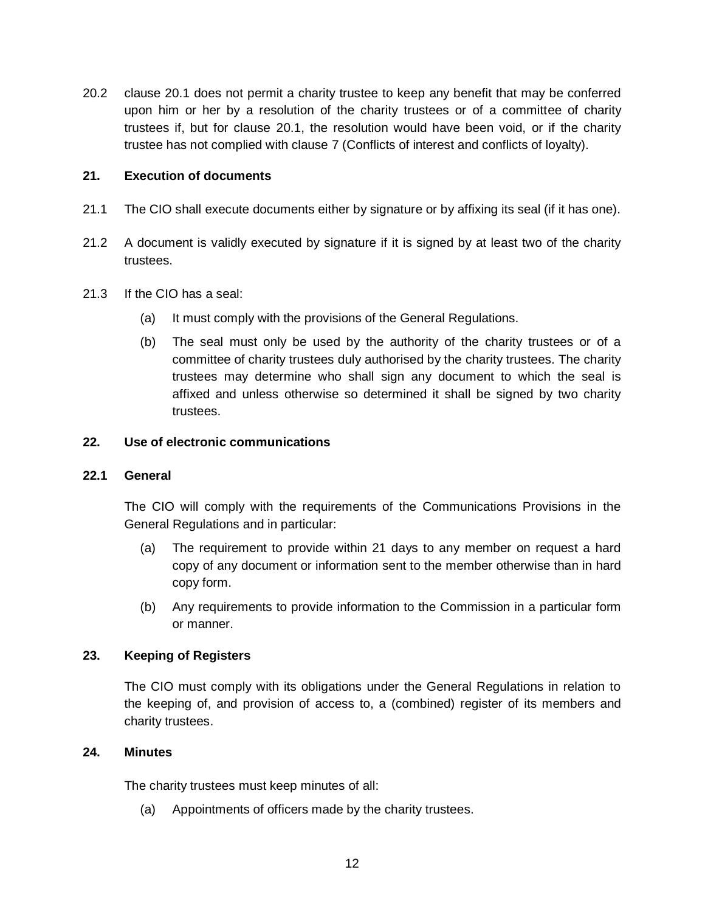20.2 clause 20.1 does not permit a charity trustee to keep any benefit that may be conferred upon him or her by a resolution of the charity trustees or of a committee of charity trustees if, but for clause 20.1, the resolution would have been void, or if the charity trustee has not complied with clause 7 (Conflicts of interest and conflicts of loyalty).

## 21. Execution of documents

21.1 The CIO shall execute documents either by signature or by affixing its seal (if it has one).

21.2 A document is validly executed by signature if it is signed by at least two of the charity trustees.

21.3 If the CIO has a seal:

- (a) It must comply with the provisions of the General Regulations.
- (b) The seal must only be used by the authority of the charity trustees or of a committee of charity trustees duly authorised by the charity trustees. The charity trustees may determine who shall sign any document to which the seal is affixed and unless otherwise so determined it shall be signed by two charity trustees.

## 22. Use of electronic communications

### 22.1 General

The CIO will comply with the requirements of the Communications Provisions in the General Regulations and in particular:

- (a) The requirement to provide within 21 days to any member on request a hard copy of any document or information sent to the member otherwise than in hard copy form.
- (b) Any requirements to provide information to the Commission in a particular form or manner.

## 23. Keeping of Registers

The CIO must comply with its obligations under the General Regulations in relation to the keeping of, and provision of access to, a (combined) register of its members and charity trustees.

## 24. Minutes

The charity trustees must keep minutes of all:

- (a) Appointments of officers made by the charity trustees.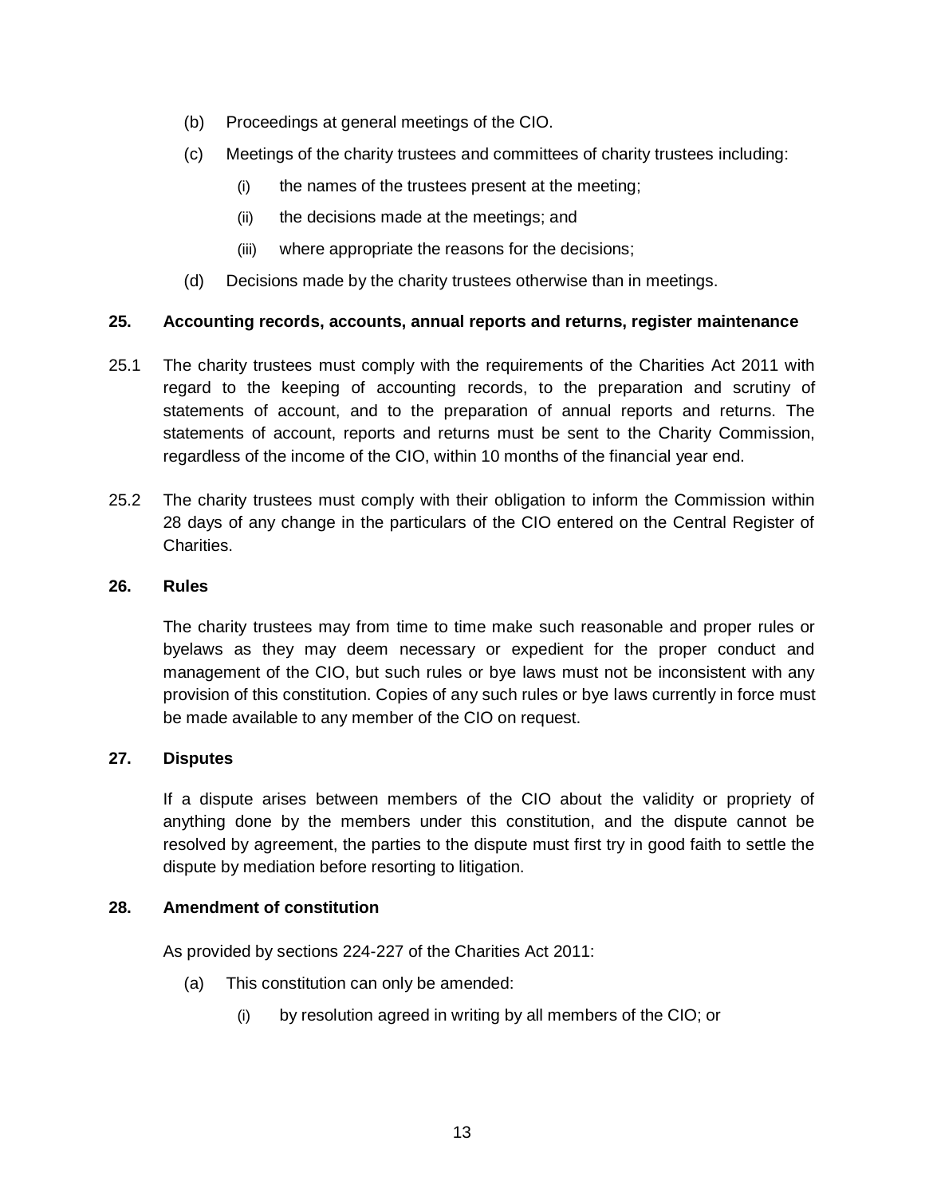(b) Proceedings at general meetings of the CIO.

(c) Meetings of the charity trustees and committees of charity trustees including:

   (i) the names of the trustees present at the meeting;

   (ii) the decisions made at the meetings; and

   (iii) where appropriate the reasons for the decisions;

(d) Decisions made by the charity trustees otherwise than in meetings.

**25. Accounting records, accounts, annual reports and returns, register maintenance**

25.1 The charity trustees must comply with the requirements of the Charities Act 2011 with regard to the keeping of accounting records, to the preparation and scrutiny of statements of account, and to the preparation of annual reports and returns. The statements of account, reports and returns must be sent to the Charity Commission, regardless of the income of the CIO, within 10 months of the financial year end.

25.2 The charity trustees must comply with their obligation to inform the Commission within 28 days of any change in the particulars of the CIO entered on the Central Register of Charities.

**26. Rules**

The charity trustees may from time to time make such reasonable and proper rules or byelaws as they may deem necessary or expedient for the proper conduct and management of the CIO, but such rules or bye laws must not be inconsistent with any provision of this constitution. Copies of any such rules or bye laws currently in force must be made available to any member of the CIO on request.

**27. Disputes**

If a dispute arises between members of the CIO about the validity or propriety of anything done by the members under this constitution, and the dispute cannot be resolved by agreement, the parties to the dispute must first try in good faith to settle the dispute by mediation before resorting to litigation.

**28. Amendment of constitution**

As provided by sections 224-227 of the Charities Act 2011:

(a) This constitution can only be amended:

   (i) by resolution agreed in writing by all members of the CIO; or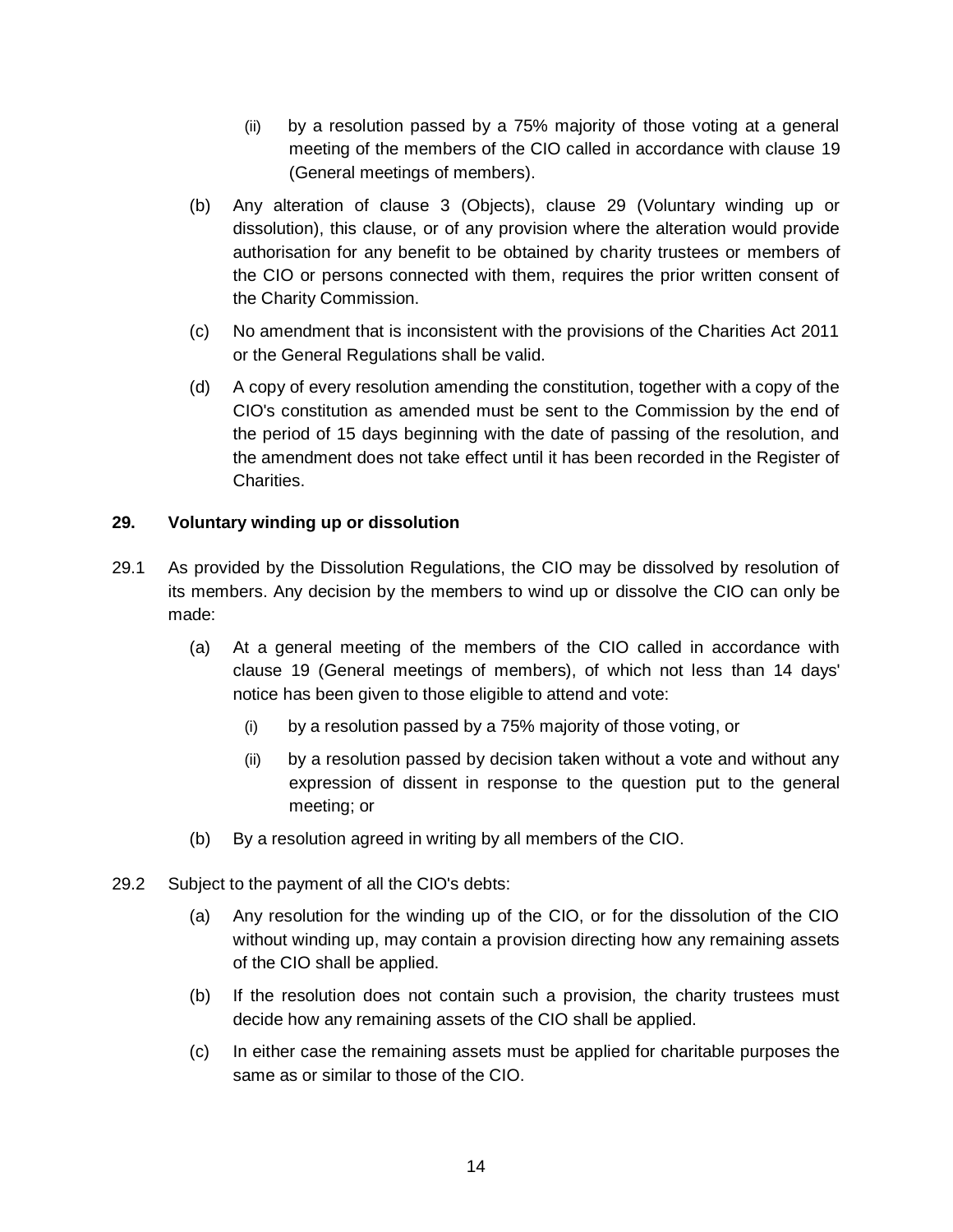(ii) by a resolution passed by a 75% majority of those voting at a general meeting of the members of the CIO called in accordance with clause 19 (General meetings of members).

(b) Any alteration of clause 3 (Objects), clause 29 (Voluntary winding up or dissolution), this clause, or of any provision where the alteration would provide authorisation for any benefit to be obtained by charity trustees or members of the CIO or persons connected with them, requires the prior written consent of the Charity Commission.

(c) No amendment that is inconsistent with the provisions of the Charities Act 2011 or the General Regulations shall be valid.

(d) A copy of every resolution amending the constitution, together with a copy of the CIO's constitution as amended must be sent to the Commission by the end of the period of 15 days beginning with the date of passing of the resolution, and the amendment does not take effect until it has been recorded in the Register of Charities.

**29. Voluntary winding up or dissolution**

29.1 As provided by the Dissolution Regulations, the CIO may be dissolved by resolution of its members. Any decision by the members to wind up or dissolve the CIO can only be made:

(a) At a general meeting of the members of the CIO called in accordance with clause 19 (General meetings of members), of which not less than 14 days' notice has been given to those eligible to attend and vote:

  (i) by a resolution passed by a 75% majority of those voting, or

  (ii) by a resolution passed by decision taken without a vote and without any expression of dissent in response to the question put to the general meeting; or

(b) By a resolution agreed in writing by all members of the CIO.

29.2 Subject to the payment of all the CIO's debts:

(a) Any resolution for the winding up of the CIO, or for the dissolution of the CIO without winding up, may contain a provision directing how any remaining assets of the CIO shall be applied.

(b) If the resolution does not contain such a provision, the charity trustees must decide how any remaining assets of the CIO shall be applied.

(c) In either case the remaining assets must be applied for charitable purposes the same as or similar to those of the CIO.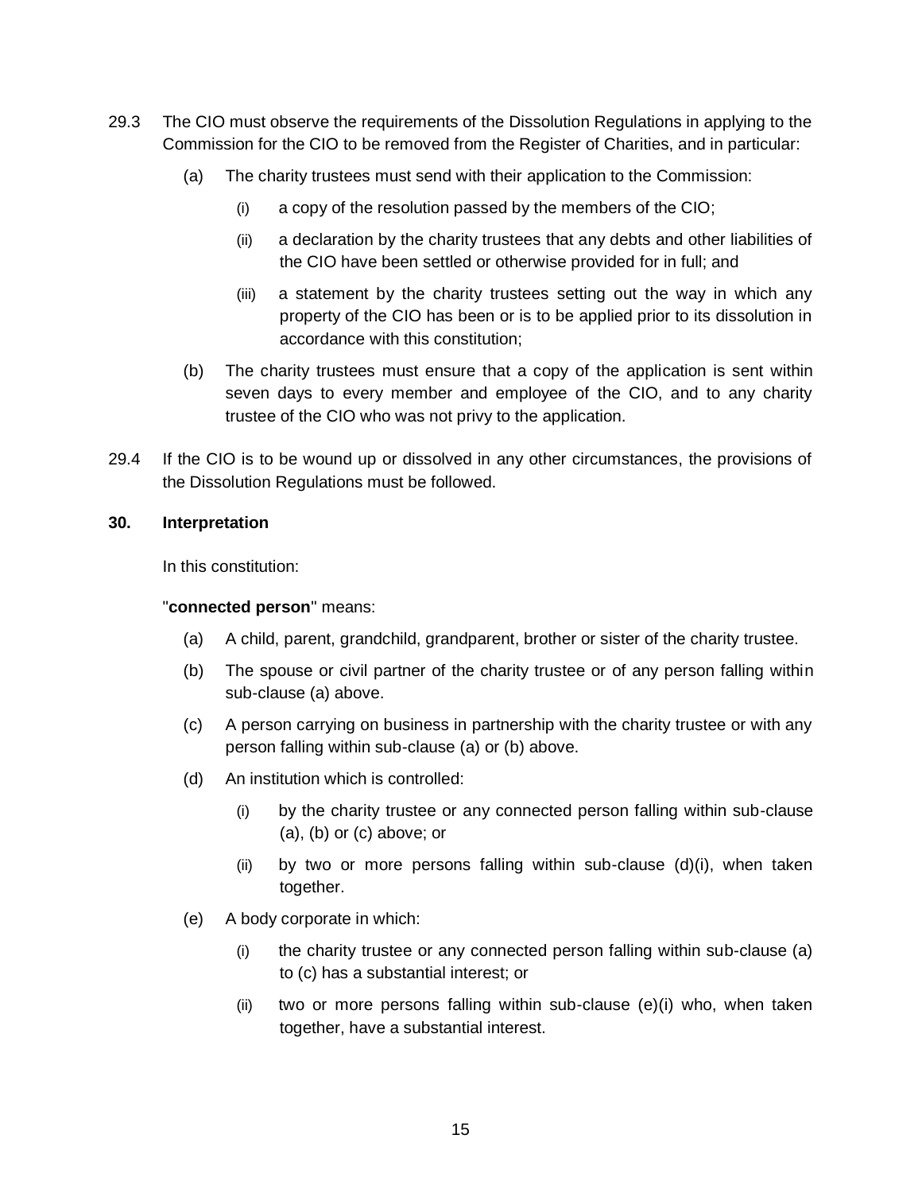29.3 The CIO must observe the requirements of the Dissolution Regulations in applying to the Commission for the CIO to be removed from the Register of Charities, and in particular:

  (a) The charity trustees must send with their application to the Commission:

    (i) a copy of the resolution passed by the members of the CIO;

    (ii) a declaration by the charity trustees that any debts and other liabilities of the CIO have been settled or otherwise provided for in full; and

    (iii) a statement by the charity trustees setting out the way in which any property of the CIO has been or is to be applied prior to its dissolution in accordance with this constitution;

  (b) The charity trustees must ensure that a copy of the application is sent within seven days to every member and employee of the CIO, and to any charity trustee of the CIO who was not privy to the application.

29.4 If the CIO is to be wound up or dissolved in any other circumstances, the provisions of the Dissolution Regulations must be followed.

**30. Interpretation**

In this constitution:

"**connected person**" means:

  (a) A child, parent, grandchild, grandparent, brother or sister of the charity trustee.

  (b) The spouse or civil partner of the charity trustee or of any person falling within sub-clause (a) above.

  (c) A person carrying on business in partnership with the charity trustee or with any person falling within sub-clause (a) or (b) above.

  (d) An institution which is controlled:

    (i) by the charity trustee or any connected person falling within sub-clause (a), (b) or (c) above; or

    (ii) by two or more persons falling within sub-clause (d)(i), when taken together.

  (e) A body corporate in which:

    (i) the charity trustee or any connected person falling within sub-clause (a) to (c) has a substantial interest; or

    (ii) two or more persons falling within sub-clause (e)(i) who, when taken together, have a substantial interest.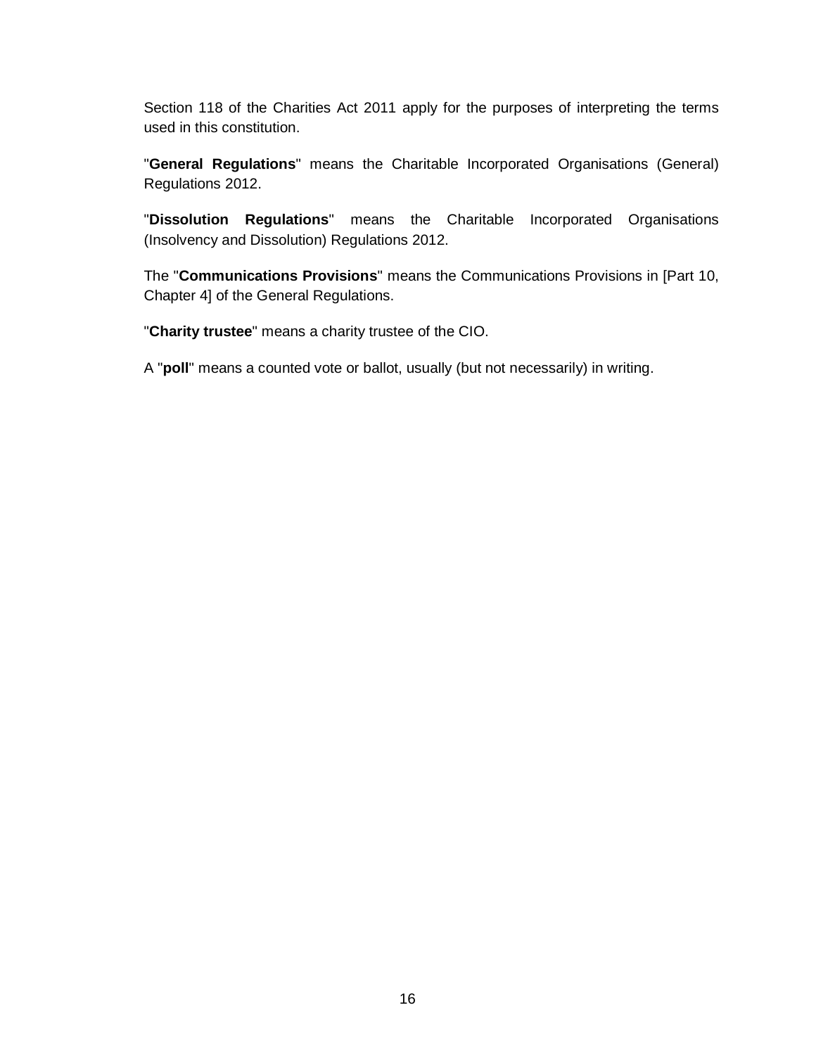Section 118 of the Charities Act 2011 apply for the purposes of interpreting the terms used in this constitution.

"**General Regulations**" means the Charitable Incorporated Organisations (General) Regulations 2012.

"**Dissolution Regulations**" means the Charitable Incorporated Organisations (Insolvency and Dissolution) Regulations 2012.

The "**Communications Provisions**" means the Communications Provisions in [Part 10, Chapter 4] of the General Regulations.

"**Charity trustee**" means a charity trustee of the CIO.

A "**poll**" means a counted vote or ballot, usually (but not necessarily) in writing.